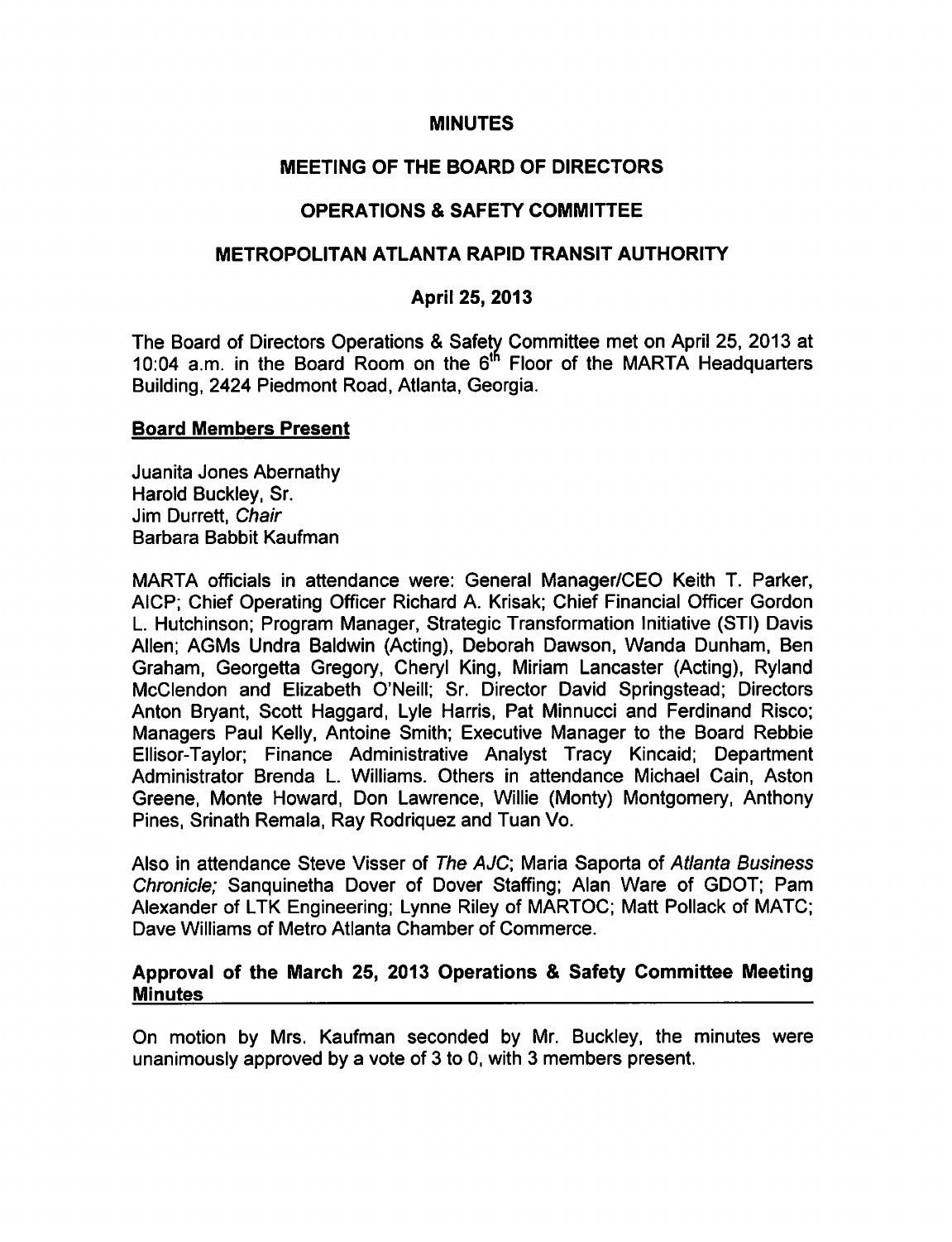# MINUTES

## MEETING OF THE BOARD OF DIRECTORS

## OPERATIONS & SAFETY COMMITTEE

## METROPOLITAN ATLANTA RAPID TRANSIT AUTHORITY

## April 25, 2013

The Board of Directors Operations & Safety Committee met on April 25, 2013 at 10:04 a.m. in the Board Room on the 6th Floor of the MARTA Headquarters Building, 2424 Piedmont Road, Atlanta, Georgia.

**Board Members Present**

Juanita Jones Abernathy
Harold Buckley, Sr.
Jim Durrett, *Chair*
Barbara Babbit Kaufman

MARTA officials in attendance were: General Manager/CEO Keith T. Parker, AICP; Chief Operating Officer Richard A. Krisak; Chief Financial Officer Gordon L. Hutchinson; Program Manager, Strategic Transformation Initiative (STI) Davis Allen; AGMs Undra Baldwin (Acting), Deborah Dawson, Wanda Dunham, Ben Graham, Georgetta Gregory, Cheryl King, Miriam Lancaster (Acting), Ryland McClendon and Elizabeth O'Neill; Sr. Director David Springstead; Directors Anton Bryant, Scott Haggard, Lyle Harris, Pat Minnucci and Ferdinand Risco; Managers Paul Kelly, Antoine Smith; Executive Manager to the Board Rebbie Ellisor-Taylor; Finance Administrative Analyst Tracy Kincaid; Department Administrator Brenda L. Williams. Others in attendance Michael Cain, Aston Greene, Monte Howard, Don Lawrence, Willie (Monty) Montgomery, Anthony Pines, Srinath Remala, Ray Rodriquez and Tuan Vo.

Also in attendance Steve Visser of *The AJC*; Maria Saporta of *Atlanta Business Chronicle;* Sanquinetha Dover of Dover Staffing; Alan Ware of GDOT; Pam Alexander of LTK Engineering; Lynne Riley of MARTOC; Matt Pollack of MATC; Dave Williams of Metro Atlanta Chamber of Commerce.

**Approval of the March 25, 2013 Operations & Safety Committee Meeting Minutes**

On motion by Mrs. Kaufman seconded by Mr. Buckley, the minutes were unanimously approved by a vote of 3 to 0, with 3 members present.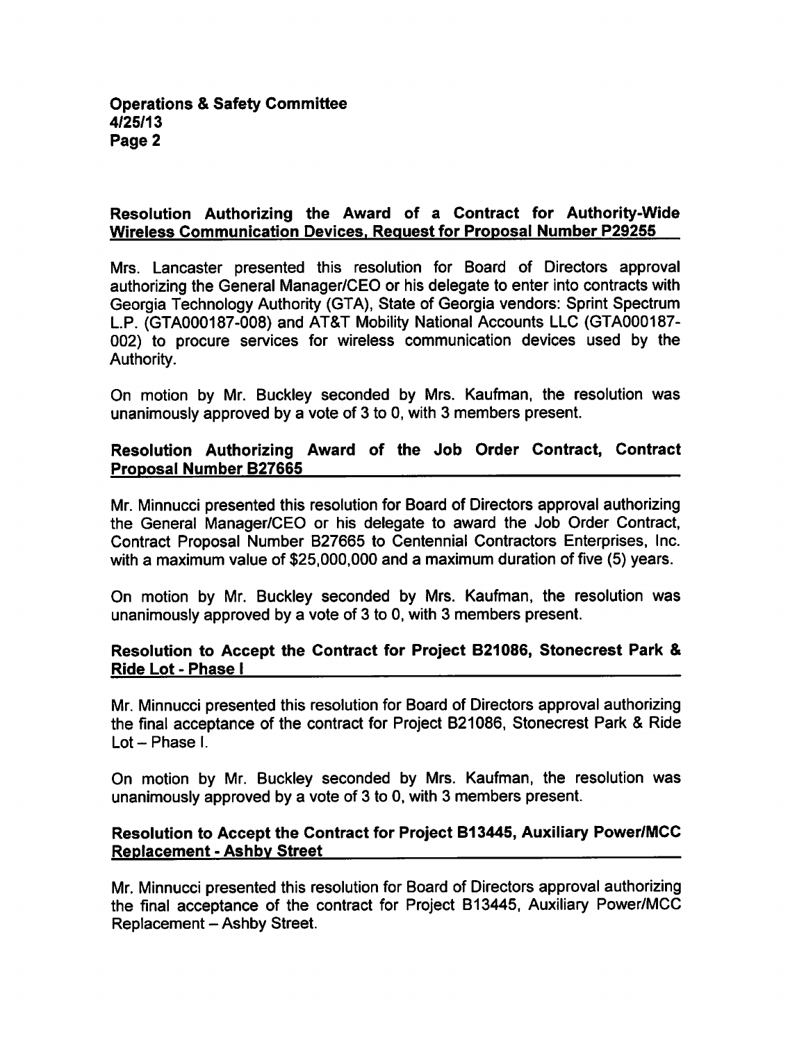**Resolution Authorizing the Award of a Contract for Authority-Wide Wireless Communication Devices, Request for Proposal Number P29255**

Mrs. Lancaster presented this resolution for Board of Directors approval authorizing the General Manager/CEO or his delegate to enter into contracts with Georgia Technology Authority (GTA), State of Georgia vendors: Sprint Spectrum L.P. (GTA000187-008) and AT&T Mobility National Accounts LLC (GTA000187-002) to procure services for wireless communication devices used by the Authority.

On motion by Mr. Buckley seconded by Mrs. Kaufman, the resolution was unanimously approved by a vote of 3 to 0, with 3 members present.

**Resolution Authorizing Award of the Job Order Contract, Contract Proposal Number B27665**

Mr. Minnucci presented this resolution for Board of Directors approval authorizing the General Manager/CEO or his delegate to award the Job Order Contract, Contract Proposal Number B27665 to Centennial Contractors Enterprises, Inc. with a maximum value of $25,000,000 and a maximum duration of five (5) years.

On motion by Mr. Buckley seconded by Mrs. Kaufman, the resolution was unanimously approved by a vote of 3 to 0, with 3 members present.

**Resolution to Accept the Contract for Project B21086, Stonecrest Park & Ride Lot - Phase I**

Mr. Minnucci presented this resolution for Board of Directors approval authorizing the final acceptance of the contract for Project B21086, Stonecrest Park & Ride Lot – Phase I.

On motion by Mr. Buckley seconded by Mrs. Kaufman, the resolution was unanimously approved by a vote of 3 to 0, with 3 members present.

**Resolution to Accept the Contract for Project B13445, Auxiliary Power/MCC Replacement - Ashby Street**

Mr. Minnucci presented this resolution for Board of Directors approval authorizing the final acceptance of the contract for Project B13445, Auxiliary Power/MCC Replacement – Ashby Street.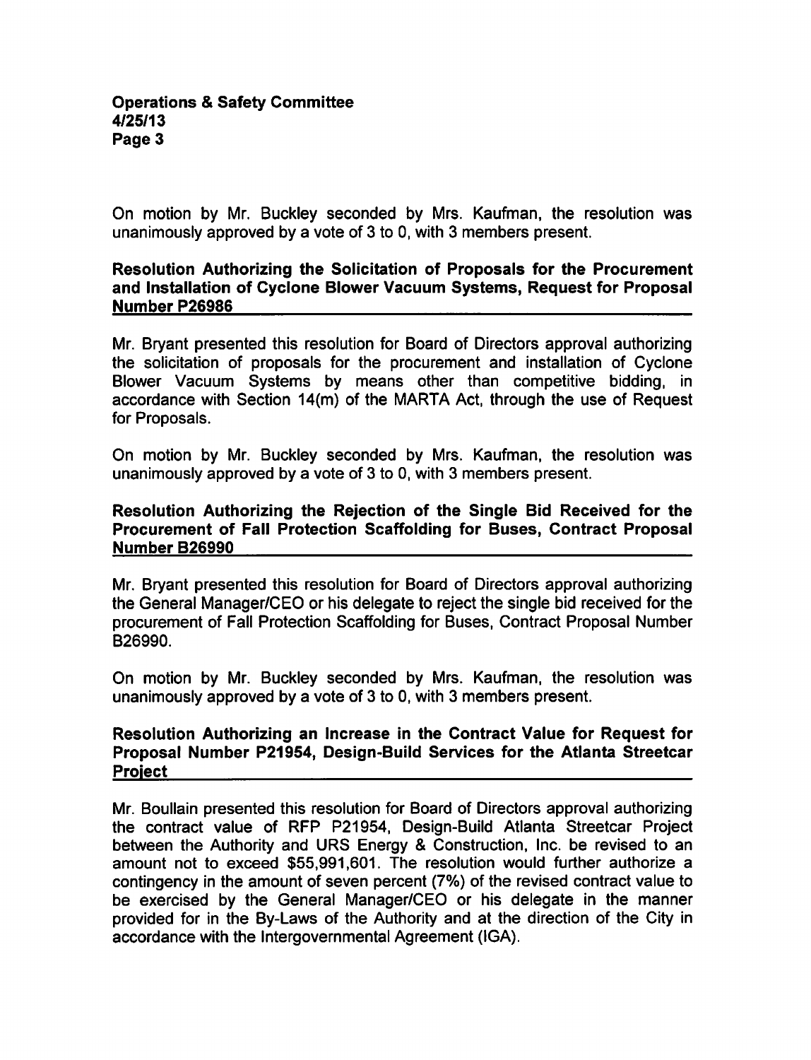On motion by Mr. Buckley seconded by Mrs. Kaufman, the resolution was unanimously approved by a vote of 3 to 0, with 3 members present.

**Resolution Authorizing the Solicitation of Proposals for the Procurement and Installation of Cyclone Blower Vacuum Systems, Request for Proposal Number P26986**

Mr. Bryant presented this resolution for Board of Directors approval authorizing the solicitation of proposals for the procurement and installation of Cyclone Blower Vacuum Systems by means other than competitive bidding, in accordance with Section 14(m) of the MARTA Act, through the use of Request for Proposals.

On motion by Mr. Buckley seconded by Mrs. Kaufman, the resolution was unanimously approved by a vote of 3 to 0, with 3 members present.

**Resolution Authorizing the Rejection of the Single Bid Received for the Procurement of Fall Protection Scaffolding for Buses, Contract Proposal Number B26990**

Mr. Bryant presented this resolution for Board of Directors approval authorizing the General Manager/CEO or his delegate to reject the single bid received for the procurement of Fall Protection Scaffolding for Buses, Contract Proposal Number B26990.

On motion by Mr. Buckley seconded by Mrs. Kaufman, the resolution was unanimously approved by a vote of 3 to 0, with 3 members present.

**Resolution Authorizing an Increase in the Contract Value for Request for Proposal Number P21954, Design-Build Services for the Atlanta Streetcar Project**

Mr. Boullain presented this resolution for Board of Directors approval authorizing the contract value of RFP P21954, Design-Build Atlanta Streetcar Project between the Authority and URS Energy & Construction, Inc. be revised to an amount not to exceed $55,991,601. The resolution would further authorize a contingency in the amount of seven percent (7%) of the revised contract value to be exercised by the General Manager/CEO or his delegate in the manner provided for in the By-Laws of the Authority and at the direction of the City in accordance with the Intergovernmental Agreement (IGA).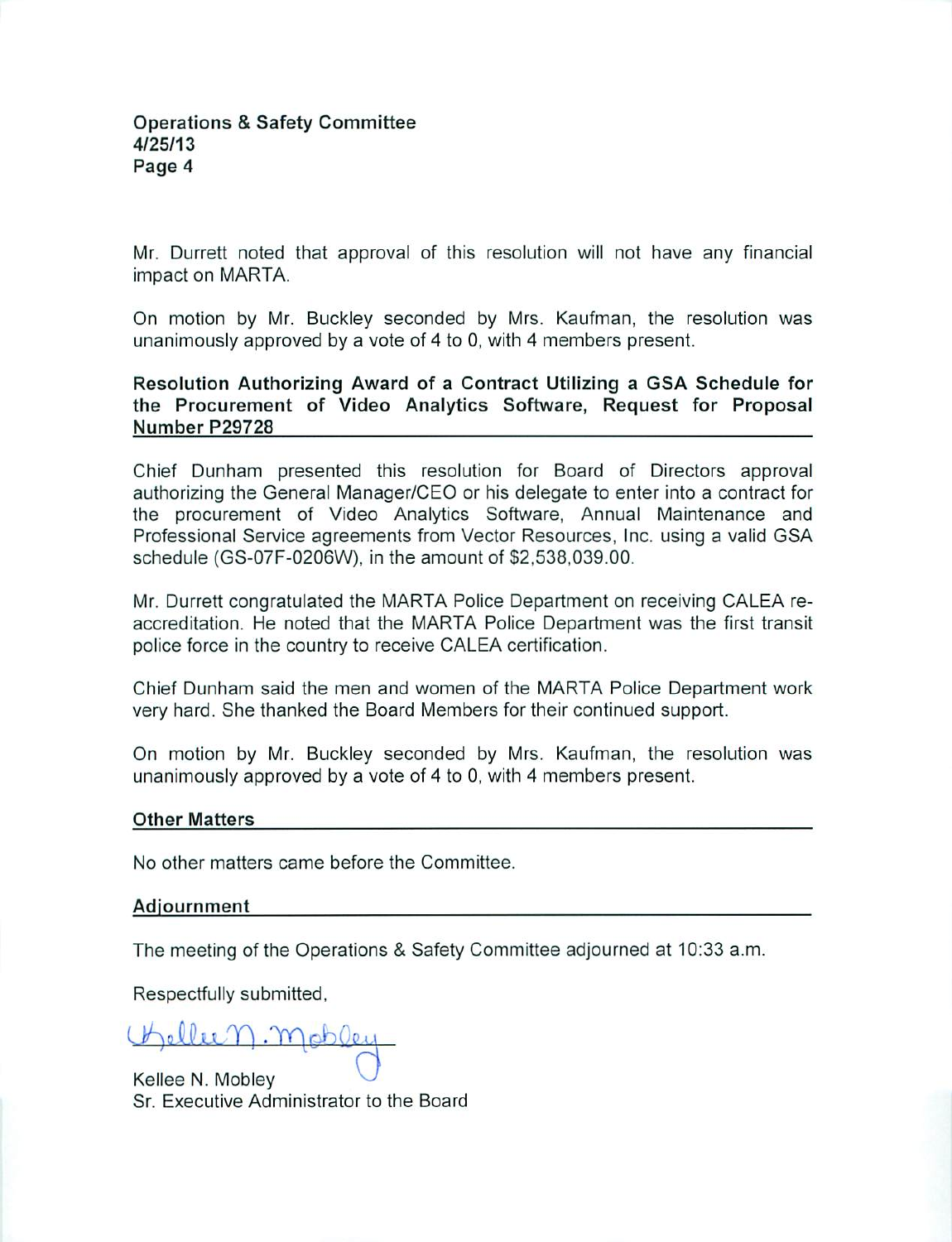Mr. Durrett noted that approval of this resolution will not have any financial impact on MARTA.

On motion by Mr. Buckley seconded by Mrs. Kaufman, the resolution was unanimously approved by a vote of 4 to 0, with 4 members present.

**Resolution Authorizing Award of a Contract Utilizing a GSA Schedule for the Procurement of Video Analytics Software, Request for Proposal Number P29728**

Chief Dunham presented this resolution for Board of Directors approval authorizing the General Manager/CEO or his delegate to enter into a contract for the procurement of Video Analytics Software, Annual Maintenance and Professional Service agreements from Vector Resources, Inc. using a valid GSA schedule (GS-07F-0206W), in the amount of $2,538,039.00.

Mr. Durrett congratulated the MARTA Police Department on receiving CALEA re-accreditation. He noted that the MARTA Police Department was the first transit police force in the country to receive CALEA certification.

Chief Dunham said the men and women of the MARTA Police Department work very hard. She thanked the Board Members for their continued support.

On motion by Mr. Buckley seconded by Mrs. Kaufman, the resolution was unanimously approved by a vote of 4 to 0, with 4 members present.

**Other Matters**

No other matters came before the Committee.

**Adjournment**

The meeting of the Operations & Safety Committee adjourned at 10:33 a.m.

Respectfully submitted,

Kellee N. Mobley
Sr. Executive Administrator to the Board